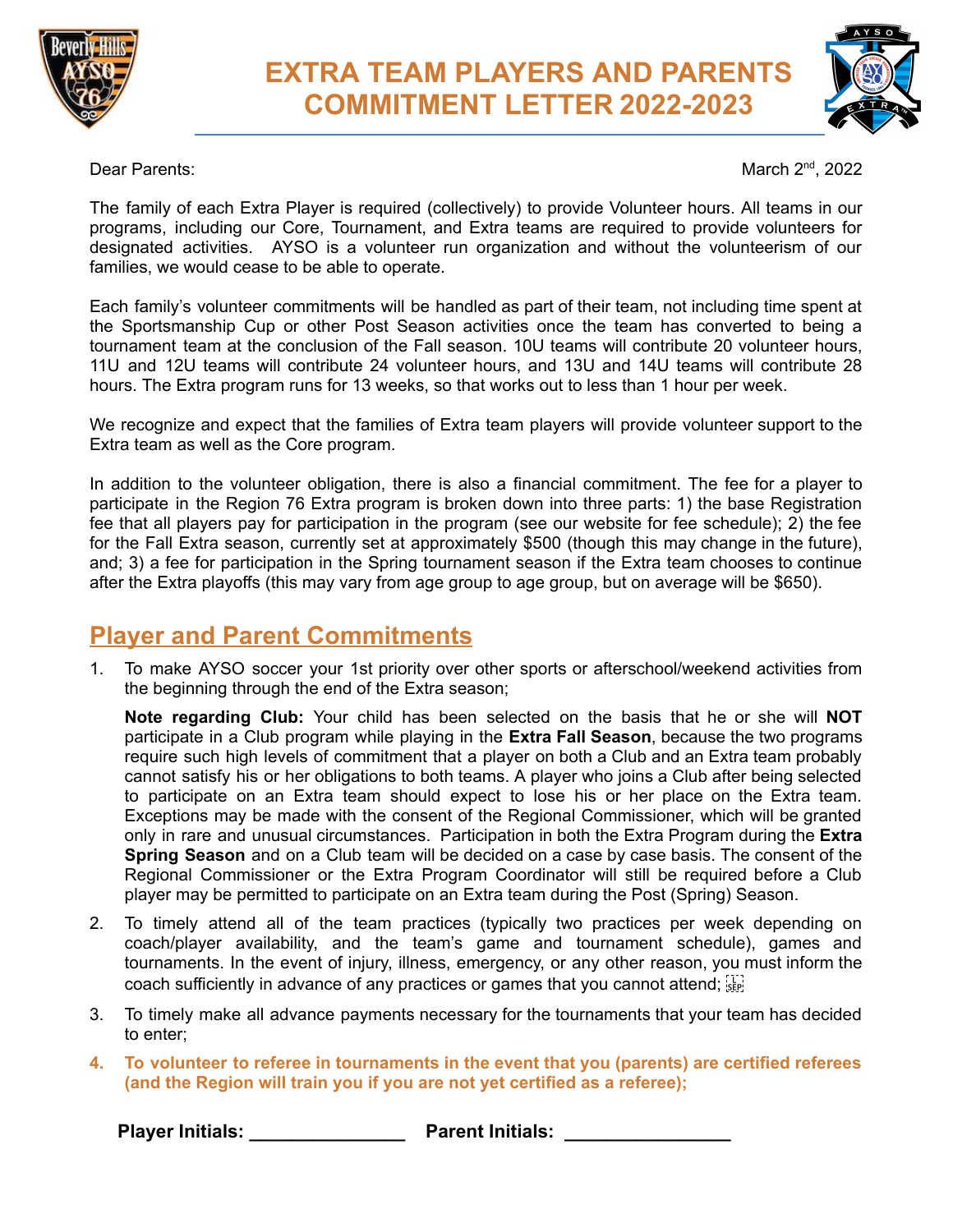# EXTRA TEAM PLAYERS AND PARENTS COMMITMENT LETTER 2022-2023

Dear Parents:

March 2nd, 2022

The family of each Extra Player is required (collectively) to provide Volunteer hours. All teams in our programs, including our Core, Tournament, and Extra teams are required to provide volunteers for designated activities. AYSO is a volunteer run organization and without the volunteerism of our families, we would cease to be able to operate.

Each family's volunteer commitments will be handled as part of their team, not including time spent at the Sportsmanship Cup or other Post Season activities once the team has converted to being a tournament team at the conclusion of the Fall season. 10U teams will contribute 20 volunteer hours, 11U and 12U teams will contribute 24 volunteer hours, and 13U and 14U teams will contribute 28 hours. The Extra program runs for 13 weeks, so that works out to less than 1 hour per week.

We recognize and expect that the families of Extra team players will provide volunteer support to the Extra team as well as the Core program.

In addition to the volunteer obligation, there is also a financial commitment. The fee for a player to participate in the Region 76 Extra program is broken down into three parts: 1) the base Registration fee that all players pay for participation in the program (see our website for fee schedule); 2) the fee for the Fall Extra season, currently set at approximately $500 (though this may change in the future), and; 3) a fee for participation in the Spring tournament season if the Extra team chooses to continue after the Extra playoffs (this may vary from age group to age group, but on average will be $650).

## Player and Parent Commitments

1. To make AYSO soccer your 1st priority over other sports or afterschool/weekend activities from the beginning through the end of the Extra season;

   **Note regarding Club:** Your child has been selected on the basis that he or she will **NOT** participate in a Club program while playing in the **Extra Fall Season**, because the two programs require such high levels of commitment that a player on both a Club and an Extra team probably cannot satisfy his or her obligations to both teams. A player who joins a Club after being selected to participate on an Extra team should expect to lose his or her place on the Extra team. Exceptions may be made with the consent of the Regional Commissioner, which will be granted only in rare and unusual circumstances. Participation in both the Extra Program during the **Extra Spring Season** and on a Club team will be decided on a case by case basis. The consent of the Regional Commissioner or the Extra Program Coordinator will still be required before a Club player may be permitted to participate on an Extra team during the Post (Spring) Season.

2. To timely attend all of the team practices (typically two practices per week depending on coach/player availability, and the team's game and tournament schedule), games and tournaments. In the event of injury, illness, emergency, or any other reason, you must inform the coach sufficiently in advance of any practices or games that you cannot attend;

3. To timely make all advance payments necessary for the tournaments that your team has decided to enter;

4. **To volunteer to referee in tournaments in the event that you (parents) are certified referees (and the Region will train you if you are not yet certified as a referee);**

**Player Initials: _______________ Parent Initials: ________________**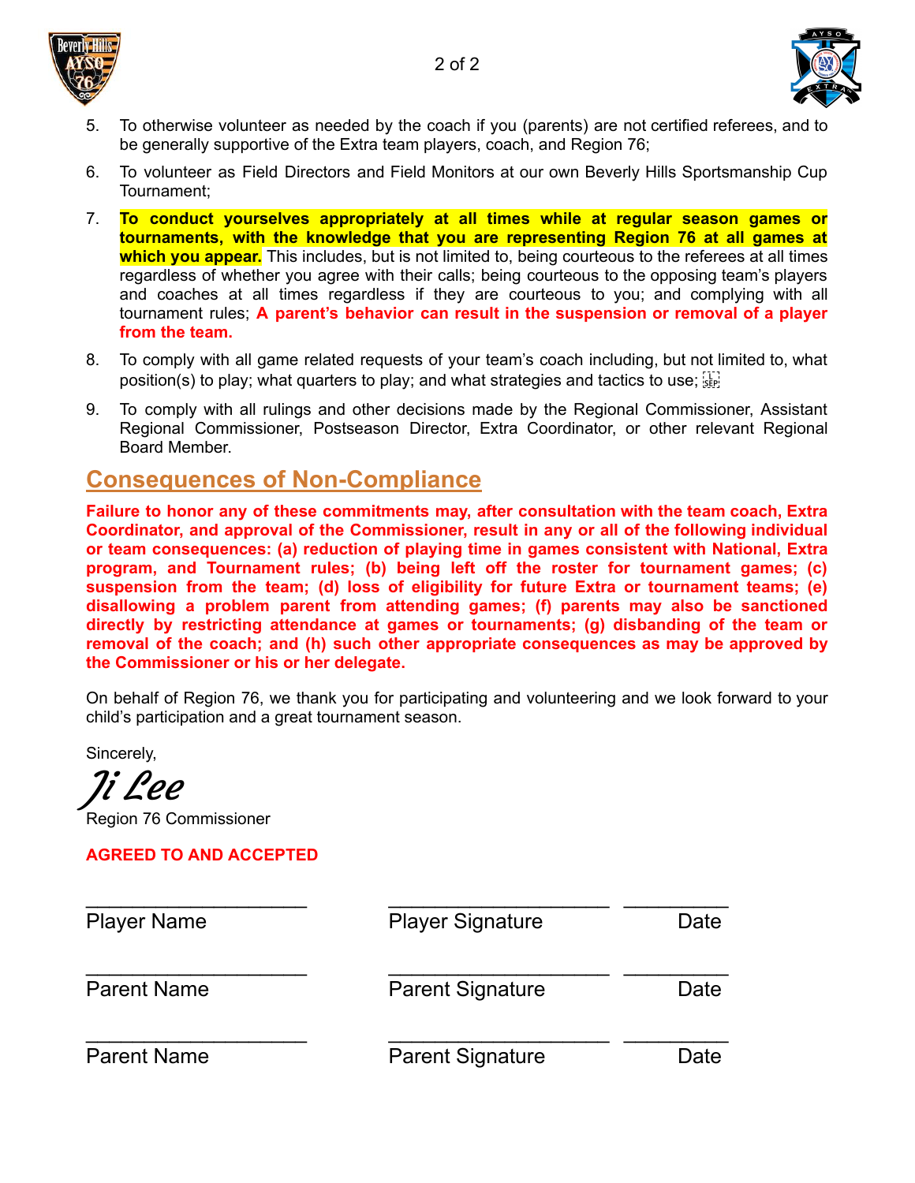5. To otherwise volunteer as needed by the coach if you (parents) are not certified referees, and to be generally supportive of the Extra team players, coach, and Region 76;
6. To volunteer as Field Directors and Field Monitors at our own Beverly Hills Sportsmanship Cup Tournament;
7. **To conduct yourselves appropriately at all times while at regular season games or tournaments, with the knowledge that you are representing Region 76 at all games at which you appear.** This includes, but is not limited to, being courteous to the referees at all times regardless of whether you agree with their calls; being courteous to the opposing team's players and coaches at all times regardless if they are courteous to you; and complying with all tournament rules; **A parent's behavior can result in the suspension or removal of a player from the team.**
8. To comply with all game related requests of your team's coach including, but not limited to, what position(s) to play; what quarters to play; and what strategies and tactics to use;
9. To comply with all rulings and other decisions made by the Regional Commissioner, Assistant Regional Commissioner, Postseason Director, Extra Coordinator, or other relevant Regional Board Member.

## Consequences of Non-Compliance

**Failure to honor any of these commitments may, after consultation with the team coach, Extra Coordinator, and approval of the Commissioner, result in any or all of the following individual or team consequences: (a) reduction of playing time in games consistent with National, Extra program, and Tournament rules; (b) being left off the roster for tournament games; (c) suspension from the team; (d) loss of eligibility for future Extra or tournament teams; (e) disallowing a problem parent from attending games; (f) parents may also be sanctioned directly by restricting attendance at games or tournaments; (g) disbanding of the team or removal of the coach; and (h) such other appropriate consequences as may be approved by the Commissioner or his or her delegate.**

On behalf of Region 76, we thank you for participating and volunteering and we look forward to your child's participation and a great tournament season.

Sincerely,

*Ji Lee*
Region 76 Commissioner

**AGREED TO AND ACCEPTED**

| | | |
|---|---|---|
| ____________________ | ____________________ | __________ |
| Player Name | Player Signature | Date |
| ____________________ | ____________________ | __________ |
| Parent Name | Parent Signature | Date |
| ____________________ | ____________________ | __________ |
| Parent Name | Parent Signature | Date |